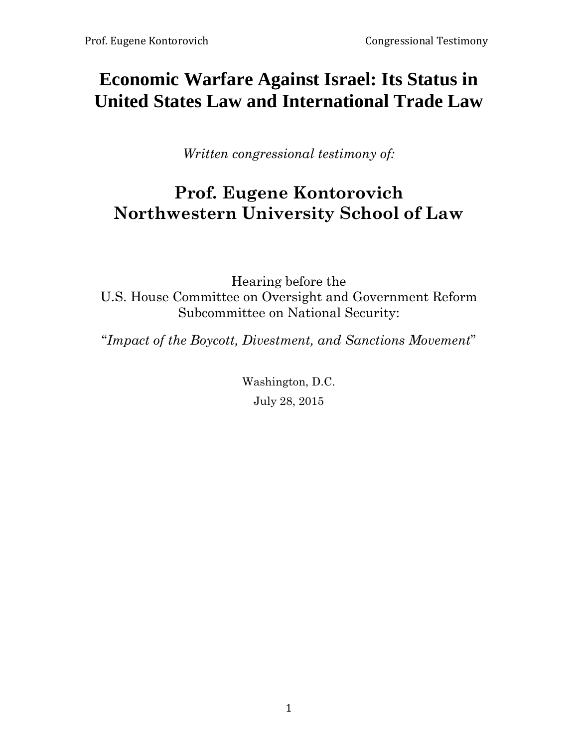# Economic Warfare Against Israel: Its Status in United States Law and International Trade Law

*Written congressional testimony of:*

## Prof. Eugene Kontorovich
## Northwestern University School of Law

Hearing before the
U.S. House Committee on Oversight and Government Reform
Subcommittee on National Security:

"*Impact of the Boycott, Divestment, and Sanctions Movement*"

Washington, D.C.

July 28, 2015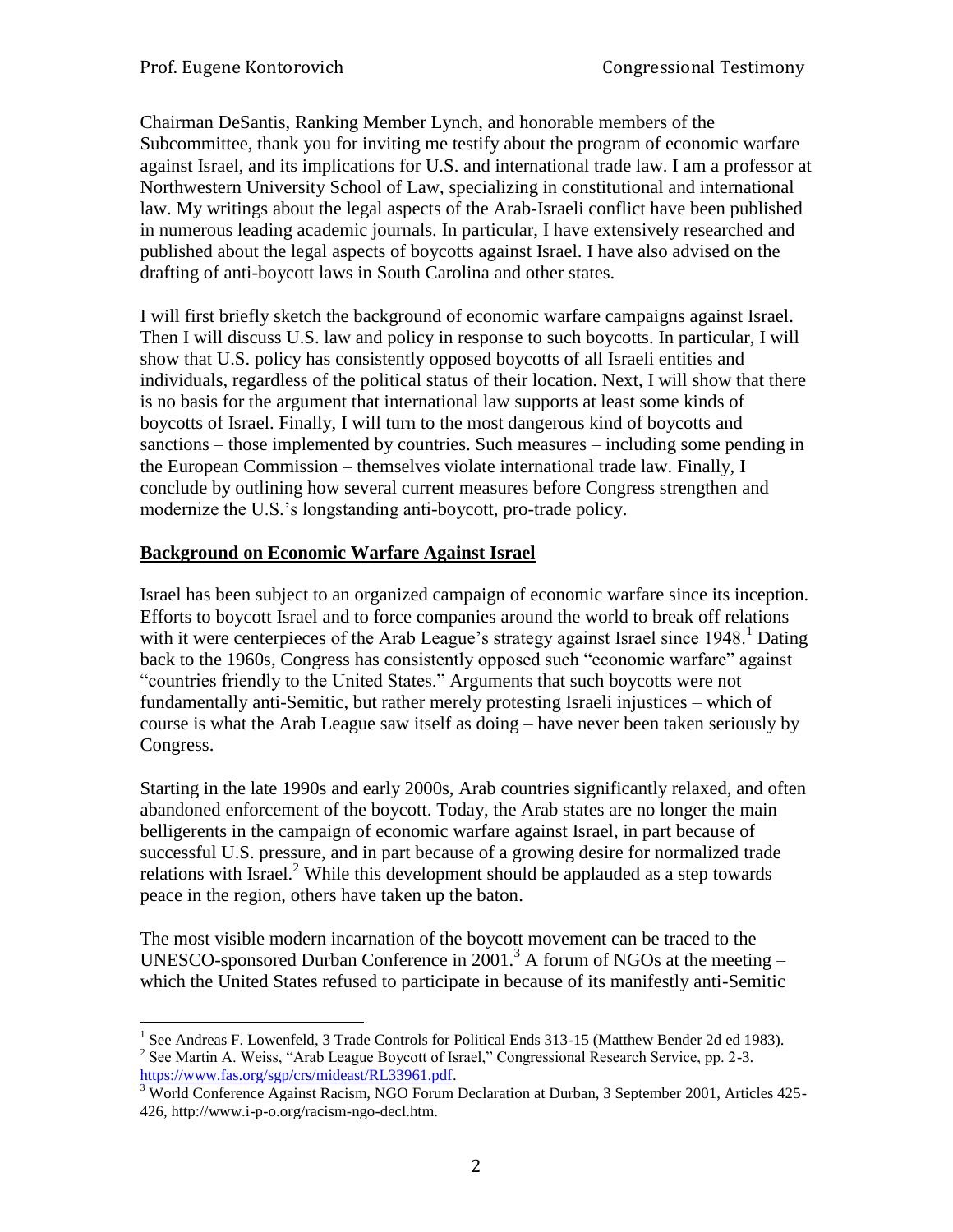Chairman DeSantis, Ranking Member Lynch, and honorable members of the Subcommittee, thank you for inviting me testify about the program of economic warfare against Israel, and its implications for U.S. and international trade law. I am a professor at Northwestern University School of Law, specializing in constitutional and international law. My writings about the legal aspects of the Arab-Israeli conflict have been published in numerous leading academic journals. In particular, I have extensively researched and published about the legal aspects of boycotts against Israel. I have also advised on the drafting of anti-boycott laws in South Carolina and other states.

I will first briefly sketch the background of economic warfare campaigns against Israel. Then I will discuss U.S. law and policy in response to such boycotts. In particular, I will show that U.S. policy has consistently opposed boycotts of all Israeli entities and individuals, regardless of the political status of their location. Next, I will show that there is no basis for the argument that international law supports at least some kinds of boycotts of Israel. Finally, I will turn to the most dangerous kind of boycotts and sanctions – those implemented by countries. Such measures – including some pending in the European Commission – themselves violate international trade law. Finally, I conclude by outlining how several current measures before Congress strengthen and modernize the U.S.'s longstanding anti-boycott, pro-trade policy.

**Background on Economic Warfare Against Israel**

Israel has been subject to an organized campaign of economic warfare since its inception. Efforts to boycott Israel and to force companies around the world to break off relations with it were centerpieces of the Arab League's strategy against Israel since 1948.[1] Dating back to the 1960s, Congress has consistently opposed such "economic warfare" against "countries friendly to the United States." Arguments that such boycotts were not fundamentally anti-Semitic, but rather merely protesting Israeli injustices – which of course is what the Arab League saw itself as doing – have never been taken seriously by Congress.

Starting in the late 1990s and early 2000s, Arab countries significantly relaxed, and often abandoned enforcement of the boycott. Today, the Arab states are no longer the main belligerents in the campaign of economic warfare against Israel, in part because of successful U.S. pressure, and in part because of a growing desire for normalized trade relations with Israel.[2] While this development should be applauded as a step towards peace in the region, others have taken up the baton.

The most visible modern incarnation of the boycott movement can be traced to the UNESCO-sponsored Durban Conference in 2001.[3] A forum of NGOs at the meeting – which the United States refused to participate in because of its manifestly anti-Semitic

---

[1] See Andreas F. Lowenfeld, 3 Trade Controls for Political Ends 313-15 (Matthew Bender 2d ed 1983).

[2] See Martin A. Weiss, "Arab League Boycott of Israel," Congressional Research Service, pp. 2-3. https://www.fas.org/sgp/crs/mideast/RL33961.pdf.

[3] World Conference Against Racism, NGO Forum Declaration at Durban, 3 September 2001, Articles 425-426, http://www.i-p-o.org/racism-ngo-decl.htm.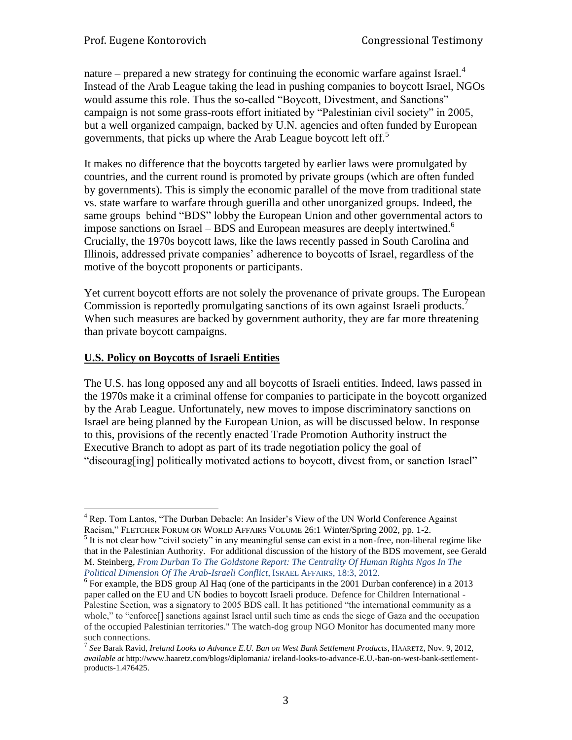nature – prepared a new strategy for continuing the economic warfare against Israel.[4] Instead of the Arab League taking the lead in pushing companies to boycott Israel, NGOs would assume this role. Thus the so-called "Boycott, Divestment, and Sanctions" campaign is not some grass-roots effort initiated by "Palestinian civil society" in 2005, but a well organized campaign, backed by U.N. agencies and often funded by European governments, that picks up where the Arab League boycott left off.[5]

It makes no difference that the boycotts targeted by earlier laws were promulgated by countries, and the current round is promoted by private groups (which are often funded by governments). This is simply the economic parallel of the move from traditional state vs. state warfare to warfare through guerilla and other unorganized groups. Indeed, the same groups behind "BDS" lobby the European Union and other governmental actors to impose sanctions on Israel – BDS and European measures are deeply intertwined.[6] Crucially, the 1970s boycott laws, like the laws recently passed in South Carolina and Illinois, addressed private companies' adherence to boycotts of Israel, regardless of the motive of the boycott proponents or participants.

Yet current boycott efforts are not solely the provenance of private groups. The European Commission is reportedly promulgating sanctions of its own against Israeli products.[7] When such measures are backed by government authority, they are far more threatening than private boycott campaigns.

## U.S. Policy on Boycotts of Israeli Entities

The U.S. has long opposed any and all boycotts of Israeli entities. Indeed, laws passed in the 1970s make it a criminal offense for companies to participate in the boycott organized by the Arab League. Unfortunately, new moves to impose discriminatory sanctions on Israel are being planned by the European Union, as will be discussed below. In response to this, provisions of the recently enacted Trade Promotion Authority instruct the Executive Branch to adopt as part of its trade negotiation policy the goal of "discourag[ing] politically motivated actions to boycott, divest from, or sanction Israel"

---

[4] Rep. Tom Lantos, "The Durban Debacle: An Insider's View of the UN World Conference Against Racism," FLETCHER FORUM ON WORLD AFFAIRS VOLUME 26:1 Winter/Spring 2002, pp. 1-2.

[5] It is not clear how "civil society" in any meaningful sense can exist in a non-free, non-liberal regime like that in the Palestinian Authority. For additional discussion of the history of the BDS movement, see Gerald M. Steinberg, *From Durban To The Goldstone Report: The Centrality Of Human Rights Ngos In The Political Dimension Of The Arab-Israeli Conflict*, ISRAEL AFFAIRS, 18:3, 2012.

[6] For example, the BDS group Al Haq (one of the participants in the 2001 Durban conference) in a 2013 paper called on the EU and UN bodies to boycott Israeli produce. Defence for Children International - Palestine Section, was a signatory to 2005 BDS call. It has petitioned "the international community as a whole," to "enforce[] sanctions against Israel until such time as ends the siege of Gaza and the occupation of the occupied Palestinian territories." The watch-dog group NGO Monitor has documented many more such connections.

[7] *See* Barak Ravid, *Ireland Looks to Advance E.U. Ban on West Bank Settlement Products*, HAARETZ, Nov. 9, 2012, *available at* http://www.haaretz.com/blogs/diplomania/ ireland-looks-to-advance-E.U.-ban-on-west-bank-settlement-products-1.476425.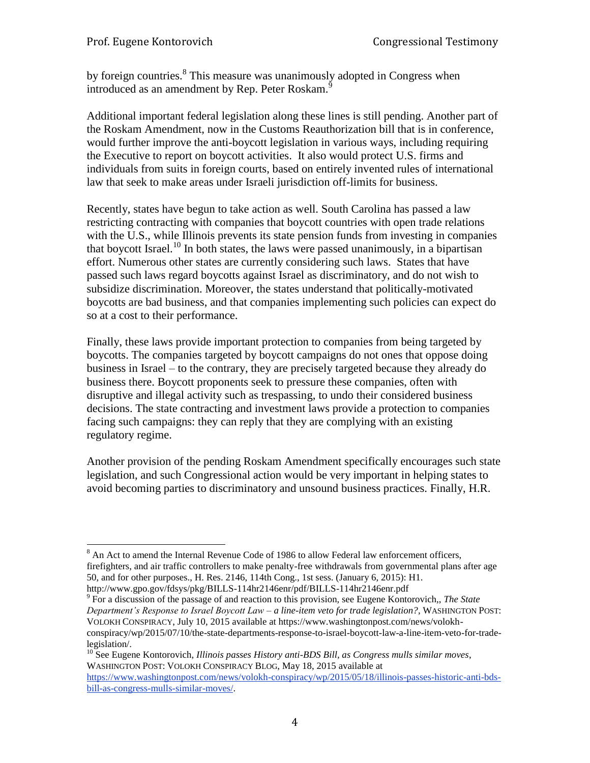by foreign countries.[8] This measure was unanimously adopted in Congress when introduced as an amendment by Rep. Peter Roskam.[9]

Additional important federal legislation along these lines is still pending. Another part of the Roskam Amendment, now in the Customs Reauthorization bill that is in conference, would further improve the anti-boycott legislation in various ways, including requiring the Executive to report on boycott activities. It also would protect U.S. firms and individuals from suits in foreign courts, based on entirely invented rules of international law that seek to make areas under Israeli jurisdiction off-limits for business.

Recently, states have begun to take action as well. South Carolina has passed a law restricting contracting with companies that boycott countries with open trade relations with the U.S., while Illinois prevents its state pension funds from investing in companies that boycott Israel.[10] In both states, the laws were passed unanimously, in a bipartisan effort. Numerous other states are currently considering such laws. States that have passed such laws regard boycotts against Israel as discriminatory, and do not wish to subsidize discrimination. Moreover, the states understand that politically-motivated boycotts are bad business, and that companies implementing such policies can expect do so at a cost to their performance.

Finally, these laws provide important protection to companies from being targeted by boycotts. The companies targeted by boycott campaigns do not ones that oppose doing business in Israel – to the contrary, they are precisely targeted because they already do business there. Boycott proponents seek to pressure these companies, often with disruptive and illegal activity such as trespassing, to undo their considered business decisions. The state contracting and investment laws provide a protection to companies facing such campaigns: they can reply that they are complying with an existing regulatory regime.

Another provision of the pending Roskam Amendment specifically encourages such state legislation, and such Congressional action would be very important in helping states to avoid becoming parties to discriminatory and unsound business practices. Finally, H.R.

---

[8] An Act to amend the Internal Revenue Code of 1986 to allow Federal law enforcement officers, firefighters, and air traffic controllers to make penalty-free withdrawals from governmental plans after age 50, and for other purposes., H. Res. 2146, 114th Cong., 1st sess. (January 6, 2015): H1. http://www.gpo.gov/fdsys/pkg/BILLS-114hr2146enr/pdf/BILLS-114hr2146enr.pdf

[9] For a discussion of the passage of and reaction to this provision, see Eugene Kontorovich,, *The State Department's Response to Israel Boycott Law – a line-item veto for trade legislation?*, WASHINGTON POST: VOLOKH CONSPIRACY, July 10, 2015 available at https://www.washingtonpost.com/news/volokh-conspiracy/wp/2015/07/10/the-state-departments-response-to-israel-boycott-law-a-line-item-veto-for-trade-legislation/.

[10] See Eugene Kontorovich, *Illinois passes History anti-BDS Bill, as Congress mulls similar moves*, WASHINGTON POST: VOLOKH CONSPIRACY BLOG, May 18, 2015 available at https://www.washingtonpost.com/news/volokh-conspiracy/wp/2015/05/18/illinois-passes-historic-anti-bds-bill-as-congress-mulls-similar-moves/.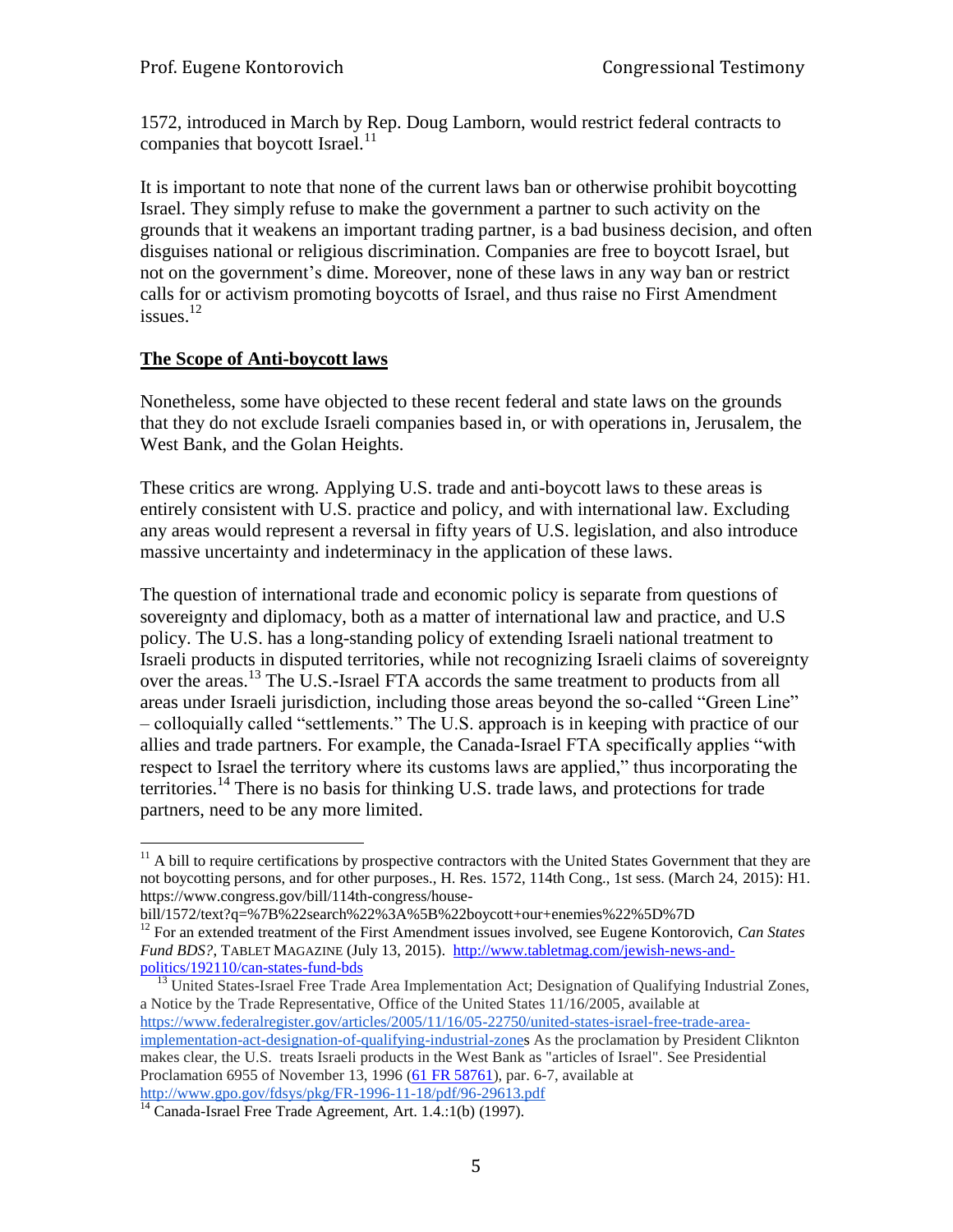1572, introduced in March by Rep. Doug Lamborn, would restrict federal contracts to companies that boycott Israel.[11]

It is important to note that none of the current laws ban or otherwise prohibit boycotting Israel. They simply refuse to make the government a partner to such activity on the grounds that it weakens an important trading partner, is a bad business decision, and often disguises national or religious discrimination. Companies are free to boycott Israel, but not on the government's dime. Moreover, none of these laws in any way ban or restrict calls for or activism promoting boycotts of Israel, and thus raise no First Amendment issues.[12]

## The Scope of Anti-boycott laws

Nonetheless, some have objected to these recent federal and state laws on the grounds that they do not exclude Israeli companies based in, or with operations in, Jerusalem, the West Bank, and the Golan Heights.

These critics are wrong. Applying U.S. trade and anti-boycott laws to these areas is entirely consistent with U.S. practice and policy, and with international law. Excluding any areas would represent a reversal in fifty years of U.S. legislation, and also introduce massive uncertainty and indeterminacy in the application of these laws.

The question of international trade and economic policy is separate from questions of sovereignty and diplomacy, both as a matter of international law and practice, and U.S policy. The U.S. has a long-standing policy of extending Israeli national treatment to Israeli products in disputed territories, while not recognizing Israeli claims of sovereignty over the areas.[13] The U.S.-Israel FTA accords the same treatment to products from all areas under Israeli jurisdiction, including those areas beyond the so-called "Green Line" – colloquially called "settlements." The U.S. approach is in keeping with practice of our allies and trade partners. For example, the Canada-Israel FTA specifically applies "with respect to Israel the territory where its customs laws are applied," thus incorporating the territories.[14] There is no basis for thinking U.S. trade laws, and protections for trade partners, need to be any more limited.

---

[11] A bill to require certifications by prospective contractors with the United States Government that they are not boycotting persons, and for other purposes., H. Res. 1572, 114th Cong., 1st sess. (March 24, 2015): H1. https://www.congress.gov/bill/114th-congress/house-bill/1572/text?q=%7B%22search%22%3A%5B%22boycott+our+enemies%22%5D%7D

[12] For an extended treatment of the First Amendment issues involved, see Eugene Kontorovich, *Can States Fund BDS?*, TABLET MAGAZINE (July 13, 2015). http://www.tabletmag.com/jewish-news-and-politics/192110/can-states-fund-bds

[13] United States-Israel Free Trade Area Implementation Act; Designation of Qualifying Industrial Zones, a Notice by the Trade Representative, Office of the United States 11/16/2005, available at https://www.federalregister.gov/articles/2005/11/16/05-22750/united-states-israel-free-trade-area-implementation-act-designation-of-qualifying-industrial-zones As the proclamation by President Cliknton makes clear, the U.S. treats Israeli products in the West Bank as "articles of Israel". See Presidential Proclamation 6955 of November 13, 1996 (61 FR 58761), par. 6-7, available at http://www.gpo.gov/fdsys/pkg/FR-1996-11-18/pdf/96-29613.pdf

[14] Canada-Israel Free Trade Agreement, Art. 1.4.:1(b) (1997).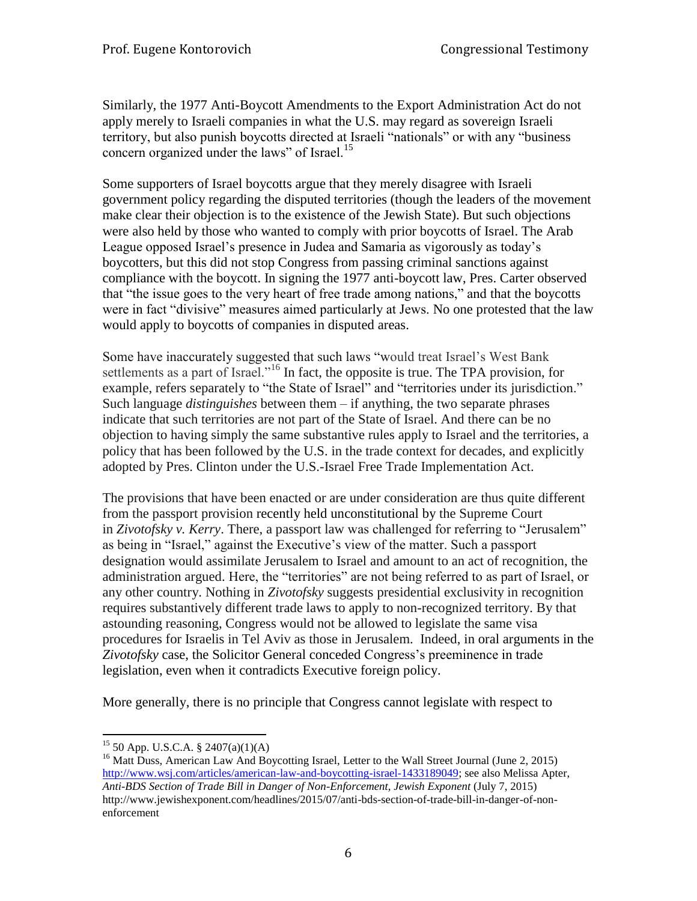Similarly, the 1977 Anti-Boycott Amendments to the Export Administration Act do not apply merely to Israeli companies in what the U.S. may regard as sovereign Israeli territory, but also punish boycotts directed at Israeli "nationals" or with any "business concern organized under the laws" of Israel.[15]

Some supporters of Israel boycotts argue that they merely disagree with Israeli government policy regarding the disputed territories (though the leaders of the movement make clear their objection is to the existence of the Jewish State). But such objections were also held by those who wanted to comply with prior boycotts of Israel. The Arab League opposed Israel's presence in Judea and Samaria as vigorously as today's boycotters, but this did not stop Congress from passing criminal sanctions against compliance with the boycott. In signing the 1977 anti-boycott law, Pres. Carter observed that "the issue goes to the very heart of free trade among nations," and that the boycotts were in fact "divisive" measures aimed particularly at Jews. No one protested that the law would apply to boycotts of companies in disputed areas.

Some have inaccurately suggested that such laws "would treat Israel's West Bank settlements as a part of Israel."[16] In fact, the opposite is true. The TPA provision, for example, refers separately to "the State of Israel" and "territories under its jurisdiction." Such language *distinguishes* between them – if anything, the two separate phrases indicate that such territories are not part of the State of Israel. And there can be no objection to having simply the same substantive rules apply to Israel and the territories, a policy that has been followed by the U.S. in the trade context for decades, and explicitly adopted by Pres. Clinton under the U.S.-Israel Free Trade Implementation Act.

The provisions that have been enacted or are under consideration are thus quite different from the passport provision recently held unconstitutional by the Supreme Court in *Zivotofsky v. Kerry*. There, a passport law was challenged for referring to "Jerusalem" as being in "Israel," against the Executive's view of the matter. Such a passport designation would assimilate Jerusalem to Israel and amount to an act of recognition, the administration argued. Here, the "territories" are not being referred to as part of Israel, or any other country. Nothing in *Zivotofsky* suggests presidential exclusivity in recognition requires substantively different trade laws to apply to non-recognized territory. By that astounding reasoning, Congress would not be allowed to legislate the same visa procedures for Israelis in Tel Aviv as those in Jerusalem. Indeed, in oral arguments in the *Zivotofsky* case, the Solicitor General conceded Congress's preeminence in trade legislation, even when it contradicts Executive foreign policy.

More generally, there is no principle that Congress cannot legislate with respect to

---

[15] 50 App. U.S.C.A. § 2407(a)(1)(A)

[16] Matt Duss, American Law And Boycotting Israel, Letter to the Wall Street Journal (June 2, 2015) http://www.wsj.com/articles/american-law-and-boycotting-israel-1433189049; see also Melissa Apter, *Anti-BDS Section of Trade Bill in Danger of Non-Enforcement, Jewish Exponent* (July 7, 2015) http://www.jewishexponent.com/headlines/2015/07/anti-bds-section-of-trade-bill-in-danger-of-non-enforcement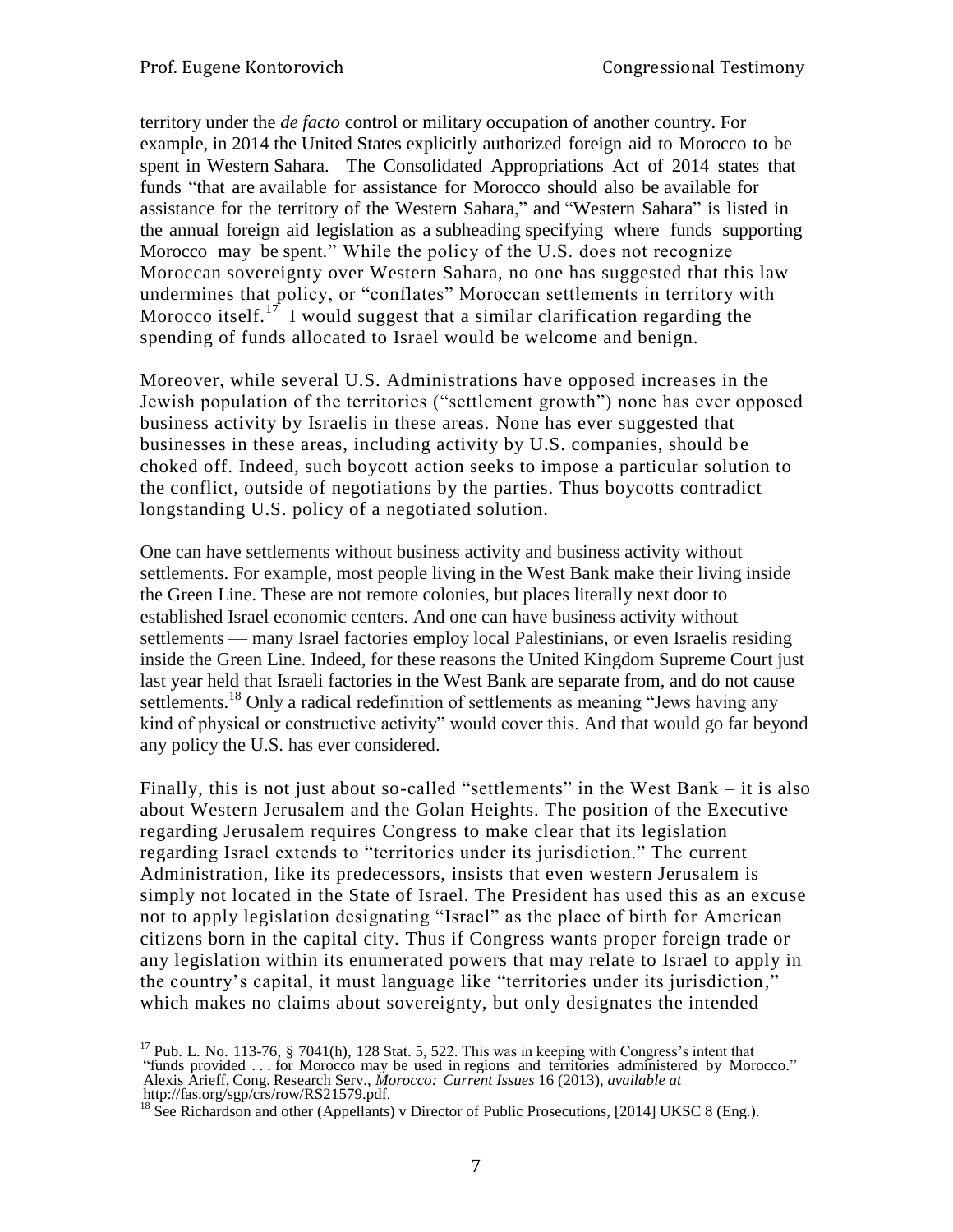territory under the *de facto* control or military occupation of another country. For example, in 2014 the United States explicitly authorized foreign aid to Morocco to be spent in Western Sahara. The Consolidated Appropriations Act of 2014 states that funds "that are available for assistance for Morocco should also be available for assistance for the territory of the Western Sahara," and "Western Sahara" is listed in the annual foreign aid legislation as a subheading specifying where funds supporting Morocco may be spent." While the policy of the U.S. does not recognize Moroccan sovereignty over Western Sahara, no one has suggested that this law undermines that policy, or "conflates" Moroccan settlements in territory with Morocco itself.[17] I would suggest that a similar clarification regarding the spending of funds allocated to Israel would be welcome and benign.

Moreover, while several U.S. Administrations have opposed increases in the Jewish population of the territories ("settlement growth") none has ever opposed business activity by Israelis in these areas. None has ever suggested that businesses in these areas, including activity by U.S. companies, should be choked off. Indeed, such boycott action seeks to impose a particular solution to the conflict, outside of negotiations by the parties. Thus boycotts contradict longstanding U.S. policy of a negotiated solution.

One can have settlements without business activity and business activity without settlements. For example, most people living in the West Bank make their living inside the Green Line. These are not remote colonies, but places literally next door to established Israel economic centers. And one can have business activity without settlements — many Israel factories employ local Palestinians, or even Israelis residing inside the Green Line. Indeed, for these reasons the United Kingdom Supreme Court just last year held that Israeli factories in the West Bank are separate from, and do not cause settlements.[18] Only a radical redefinition of settlements as meaning "Jews having any kind of physical or constructive activity" would cover this. And that would go far beyond any policy the U.S. has ever considered.

Finally, this is not just about so-called "settlements" in the West Bank – it is also about Western Jerusalem and the Golan Heights. The position of the Executive regarding Jerusalem requires Congress to make clear that its legislation regarding Israel extends to "territories under its jurisdiction." The current Administration, like its predecessors, insists that even western Jerusalem is simply not located in the State of Israel. The President has used this as an excuse not to apply legislation designating "Israel" as the place of birth for American citizens born in the capital city. Thus if Congress wants proper foreign trade or any legislation within its enumerated powers that may relate to Israel to apply in the country's capital, it must language like "territories under its jurisdiction," which makes no claims about sovereignty, but only designates the intended

---

[17] Pub. L. No. 113-76, § 7041(h), 128 Stat. 5, 522. This was in keeping with Congress's intent that "funds provided . . . for Morocco may be used in regions and territories administered by Morocco." Alexis Arieff, Cong. Research Serv., *Morocco: Current Issues* 16 (2013), *available at* http://fas.org/sgp/crs/row/RS21579.pdf.

[18] See Richardson and other (Appellants) v Director of Public Prosecutions, [2014] UKSC 8 (Eng.).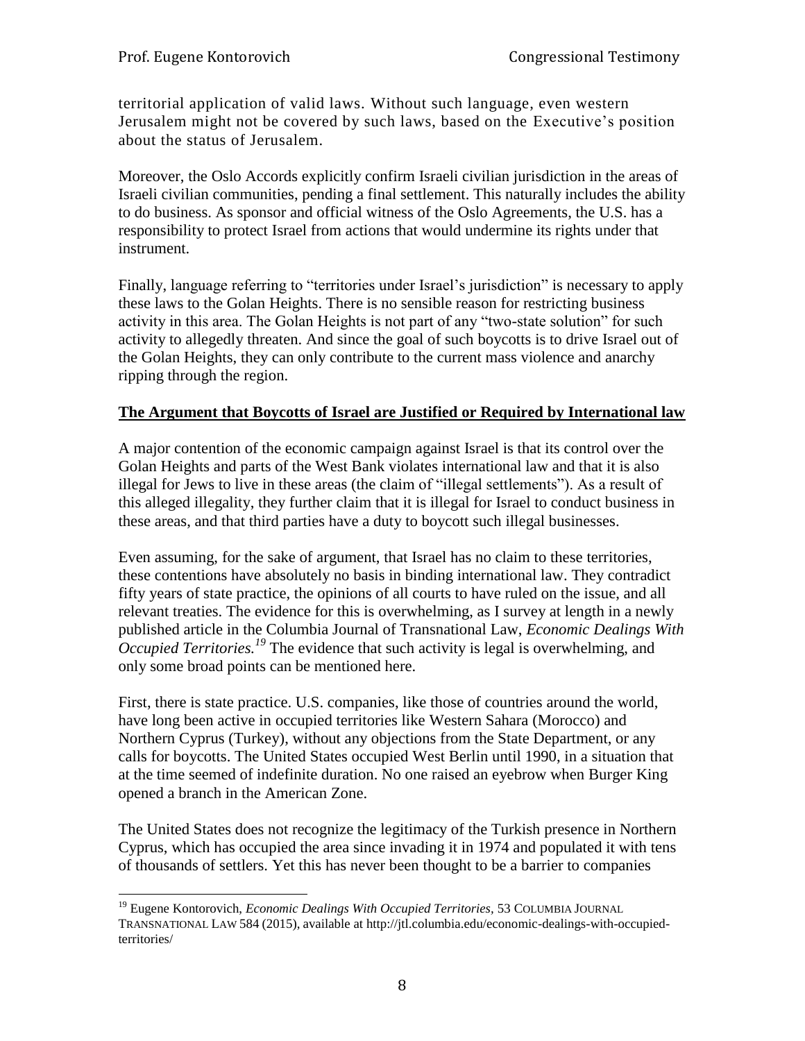territorial application of valid laws. Without such language, even western Jerusalem might not be covered by such laws, based on the Executive's position about the status of Jerusalem.

Moreover, the Oslo Accords explicitly confirm Israeli civilian jurisdiction in the areas of Israeli civilian communities, pending a final settlement. This naturally includes the ability to do business. As sponsor and official witness of the Oslo Agreements, the U.S. has a responsibility to protect Israel from actions that would undermine its rights under that instrument.

Finally, language referring to "territories under Israel's jurisdiction" is necessary to apply these laws to the Golan Heights. There is no sensible reason for restricting business activity in this area. The Golan Heights is not part of any "two-state solution" for such activity to allegedly threaten. And since the goal of such boycotts is to drive Israel out of the Golan Heights, they can only contribute to the current mass violence and anarchy ripping through the region.

## The Argument that Boycotts of Israel are Justified or Required by International law

A major contention of the economic campaign against Israel is that its control over the Golan Heights and parts of the West Bank violates international law and that it is also illegal for Jews to live in these areas (the claim of "illegal settlements"). As a result of this alleged illegality, they further claim that it is illegal for Israel to conduct business in these areas, and that third parties have a duty to boycott such illegal businesses.

Even assuming, for the sake of argument, that Israel has no claim to these territories, these contentions have absolutely no basis in binding international law. They contradict fifty years of state practice, the opinions of all courts to have ruled on the issue, and all relevant treaties. The evidence for this is overwhelming, as I survey at length in a newly published article in the Columbia Journal of Transnational Law, *Economic Dealings With Occupied Territories.*[19] The evidence that such activity is legal is overwhelming, and only some broad points can be mentioned here.

First, there is state practice. U.S. companies, like those of countries around the world, have long been active in occupied territories like Western Sahara (Morocco) and Northern Cyprus (Turkey), without any objections from the State Department, or any calls for boycotts. The United States occupied West Berlin until 1990, in a situation that at the time seemed of indefinite duration. No one raised an eyebrow when Burger King opened a branch in the American Zone.

The United States does not recognize the legitimacy of the Turkish presence in Northern Cyprus, which has occupied the area since invading it in 1974 and populated it with tens of thousands of settlers. Yet this has never been thought to be a barrier to companies

---

[19] Eugene Kontorovich, *Economic Dealings With Occupied Territories*, 53 COLUMBIA JOURNAL TRANSNATIONAL LAW 584 (2015), available at http://jtl.columbia.edu/economic-dealings-with-occupied-territories/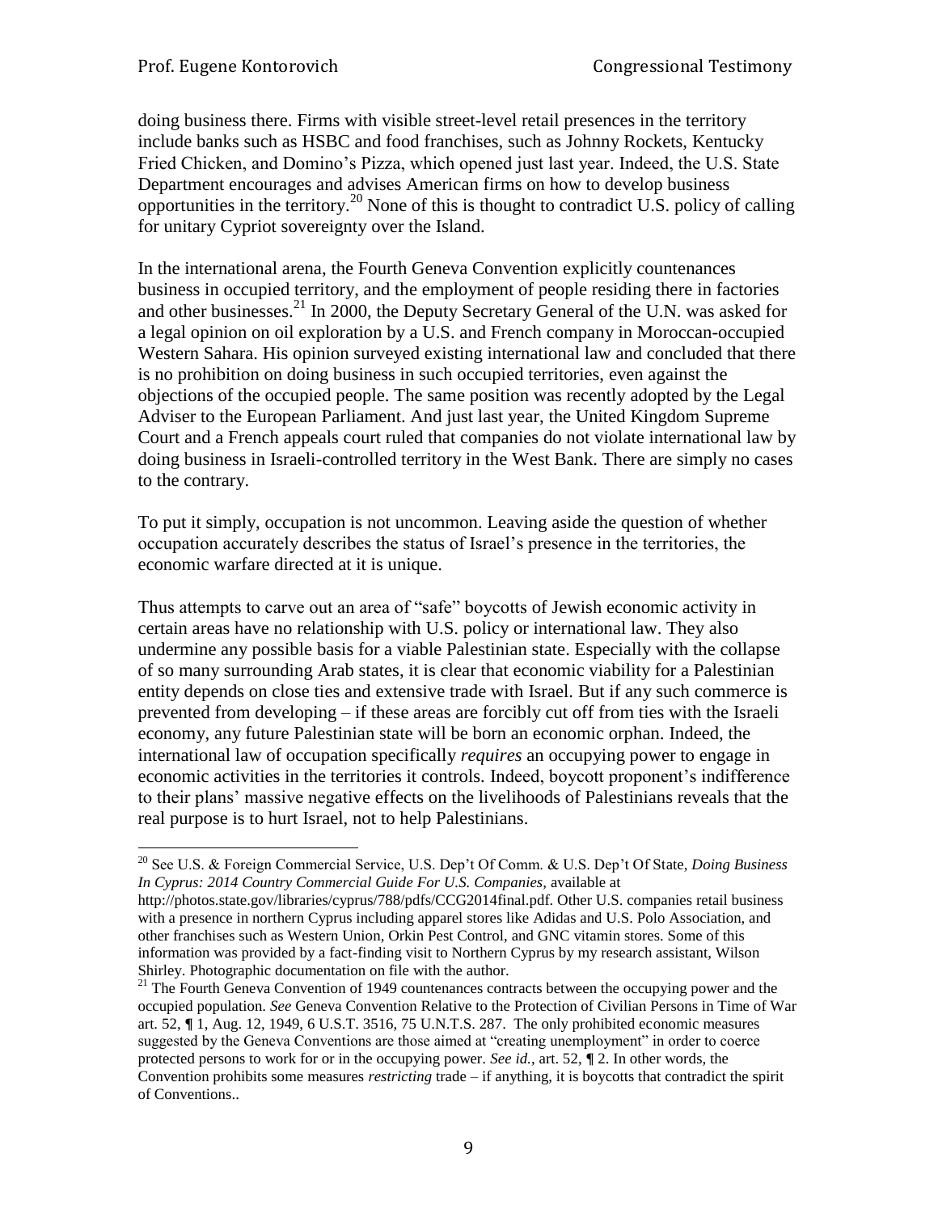doing business there. Firms with visible street-level retail presences in the territory include banks such as HSBC and food franchises, such as Johnny Rockets, Kentucky Fried Chicken, and Domino's Pizza, which opened just last year. Indeed, the U.S. State Department encourages and advises American firms on how to develop business opportunities in the territory.[20] None of this is thought to contradict U.S. policy of calling for unitary Cypriot sovereignty over the Island.

In the international arena, the Fourth Geneva Convention explicitly countenances business in occupied territory, and the employment of people residing there in factories and other businesses.[21] In 2000, the Deputy Secretary General of the U.N. was asked for a legal opinion on oil exploration by a U.S. and French company in Moroccan-occupied Western Sahara. His opinion surveyed existing international law and concluded that there is no prohibition on doing business in such occupied territories, even against the objections of the occupied people. The same position was recently adopted by the Legal Adviser to the European Parliament. And just last year, the United Kingdom Supreme Court and a French appeals court ruled that companies do not violate international law by doing business in Israeli-controlled territory in the West Bank. There are simply no cases to the contrary.

To put it simply, occupation is not uncommon. Leaving aside the question of whether occupation accurately describes the status of Israel's presence in the territories, the economic warfare directed at it is unique.

Thus attempts to carve out an area of "safe" boycotts of Jewish economic activity in certain areas have no relationship with U.S. policy or international law. They also undermine any possible basis for a viable Palestinian state. Especially with the collapse of so many surrounding Arab states, it is clear that economic viability for a Palestinian entity depends on close ties and extensive trade with Israel. But if any such commerce is prevented from developing – if these areas are forcibly cut off from ties with the Israeli economy, any future Palestinian state will be born an economic orphan. Indeed, the international law of occupation specifically *requires* an occupying power to engage in economic activities in the territories it controls. Indeed, boycott proponent's indifference to their plans' massive negative effects on the livelihoods of Palestinians reveals that the real purpose is to hurt Israel, not to help Palestinians.

---

[20] See U.S. & Foreign Commercial Service, U.S. Dep't Of Comm. & U.S. Dep't Of State, *Doing Business In Cyprus: 2014 Country Commercial Guide For U.S. Companies,* available at http://photos.state.gov/libraries/cyprus/788/pdfs/CCG2014final.pdf. Other U.S. companies retail business with a presence in northern Cyprus including apparel stores like Adidas and U.S. Polo Association, and other franchises such as Western Union, Orkin Pest Control, and GNC vitamin stores. Some of this information was provided by a fact-finding visit to Northern Cyprus by my research assistant, Wilson Shirley. Photographic documentation on file with the author.

[21] The Fourth Geneva Convention of 1949 countenances contracts between the occupying power and the occupied population. *See* Geneva Convention Relative to the Protection of Civilian Persons in Time of War art. 52, ¶ 1, Aug. 12, 1949, 6 U.S.T. 3516, 75 U.N.T.S. 287. The only prohibited economic measures suggested by the Geneva Conventions are those aimed at "creating unemployment" in order to coerce protected persons to work for or in the occupying power. *See id.*, art. 52, ¶ 2. In other words, the Convention prohibits some measures *restricting* trade – if anything, it is boycotts that contradict the spirit of Conventions..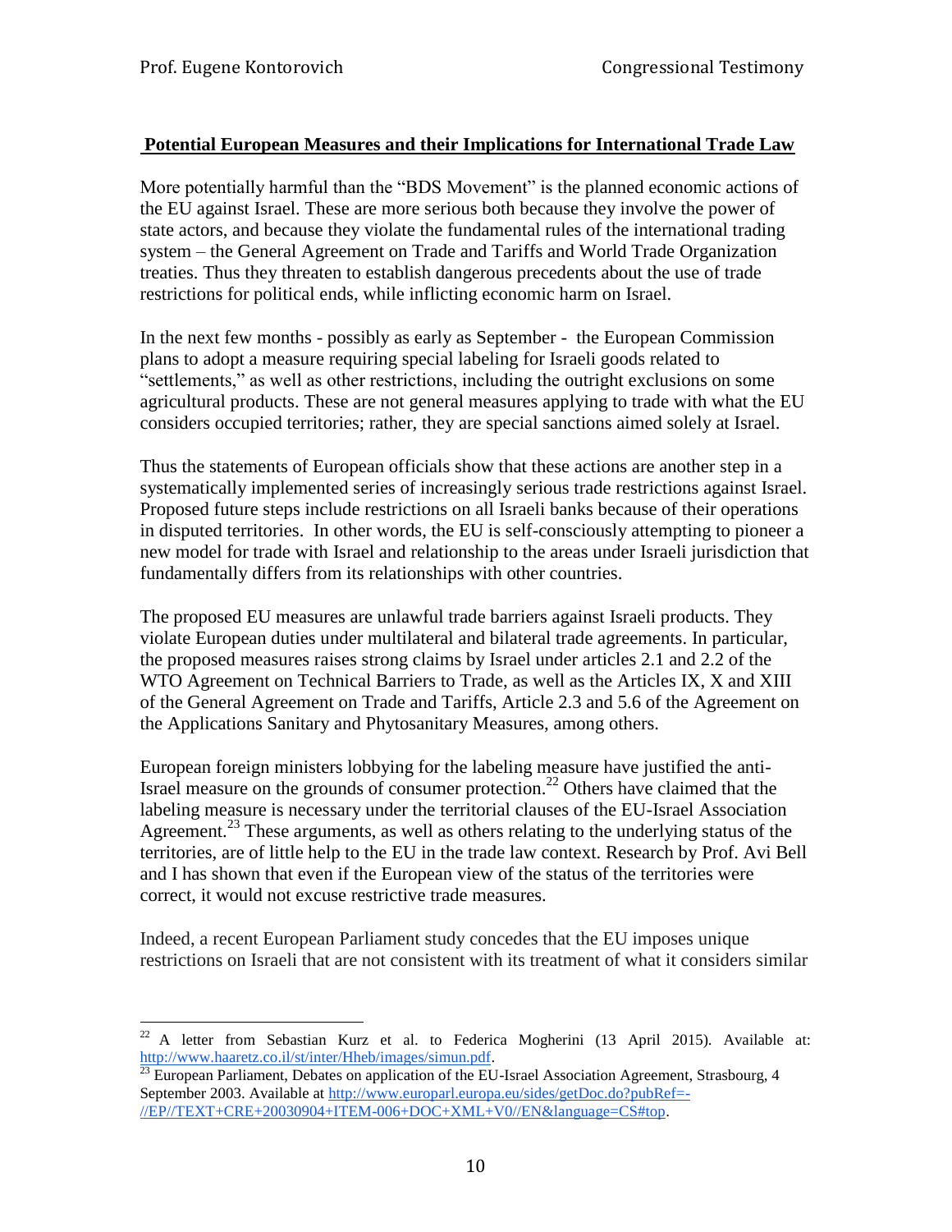**Potential European Measures and their Implications for International Trade Law**

More potentially harmful than the "BDS Movement" is the planned economic actions of the EU against Israel. These are more serious both because they involve the power of state actors, and because they violate the fundamental rules of the international trading system – the General Agreement on Trade and Tariffs and World Trade Organization treaties. Thus they threaten to establish dangerous precedents about the use of trade restrictions for political ends, while inflicting economic harm on Israel.

In the next few months - possibly as early as September - the European Commission plans to adopt a measure requiring special labeling for Israeli goods related to "settlements," as well as other restrictions, including the outright exclusions on some agricultural products. These are not general measures applying to trade with what the EU considers occupied territories; rather, they are special sanctions aimed solely at Israel.

Thus the statements of European officials show that these actions are another step in a systematically implemented series of increasingly serious trade restrictions against Israel. Proposed future steps include restrictions on all Israeli banks because of their operations in disputed territories. In other words, the EU is self-consciously attempting to pioneer a new model for trade with Israel and relationship to the areas under Israeli jurisdiction that fundamentally differs from its relationships with other countries.

The proposed EU measures are unlawful trade barriers against Israeli products. They violate European duties under multilateral and bilateral trade agreements. In particular, the proposed measures raises strong claims by Israel under articles 2.1 and 2.2 of the WTO Agreement on Technical Barriers to Trade, as well as the Articles IX, X and XIII of the General Agreement on Trade and Tariffs, Article 2.3 and 5.6 of the Agreement on the Applications Sanitary and Phytosanitary Measures, among others.

European foreign ministers lobbying for the labeling measure have justified the anti-Israel measure on the grounds of consumer protection.[22] Others have claimed that the labeling measure is necessary under the territorial clauses of the EU-Israel Association Agreement.[23] These arguments, as well as others relating to the underlying status of the territories, are of little help to the EU in the trade law context. Research by Prof. Avi Bell and I has shown that even if the European view of the status of the territories were correct, it would not excuse restrictive trade measures.

Indeed, a recent European Parliament study concedes that the EU imposes unique restrictions on Israeli that are not consistent with its treatment of what it considers similar

---

[22] A letter from Sebastian Kurz et al. to Federica Mogherini (13 April 2015). Available at: http://www.haaretz.co.il/st/inter/Hheb/images/simun.pdf.

[23] European Parliament, Debates on application of the EU-Israel Association Agreement, Strasbourg, 4 September 2003. Available at http://www.europarl.europa.eu/sides/getDoc.do?pubRef=-//EP//TEXT+CRE+20030904+ITEM-006+DOC+XML+V0//EN&language=CS#top.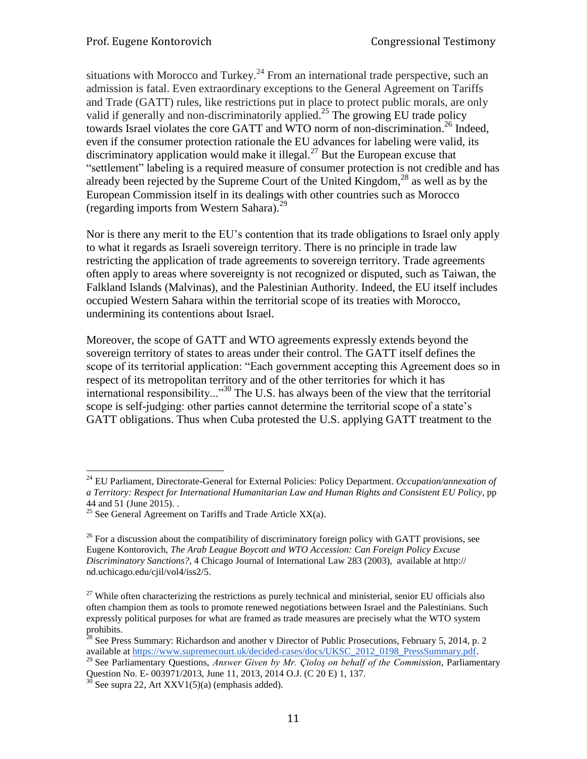situations with Morocco and Turkey.[24] From an international trade perspective, such an admission is fatal. Even extraordinary exceptions to the General Agreement on Tariffs and Trade (GATT) rules, like restrictions put in place to protect public morals, are only valid if generally and non-discriminatorily applied.[25] The growing EU trade policy towards Israel violates the core GATT and WTO norm of non-discrimination.[26] Indeed, even if the consumer protection rationale the EU advances for labeling were valid, its discriminatory application would make it illegal.[27] But the European excuse that "settlement" labeling is a required measure of consumer protection is not credible and has already been rejected by the Supreme Court of the United Kingdom,[28] as well as by the European Commission itself in its dealings with other countries such as Morocco (regarding imports from Western Sahara).[29]

Nor is there any merit to the EU's contention that its trade obligations to Israel only apply to what it regards as Israeli sovereign territory. There is no principle in trade law restricting the application of trade agreements to sovereign territory. Trade agreements often apply to areas where sovereignty is not recognized or disputed, such as Taiwan, the Falkland Islands (Malvinas), and the Palestinian Authority. Indeed, the EU itself includes occupied Western Sahara within the territorial scope of its treaties with Morocco, undermining its contentions about Israel.

Moreover, the scope of GATT and WTO agreements expressly extends beyond the sovereign territory of states to areas under their control. The GATT itself defines the scope of its territorial application: "Each government accepting this Agreement does so in respect of its metropolitan territory and of the other territories for which it has international responsibility..."[30] The U.S. has always been of the view that the territorial scope is self-judging: other parties cannot determine the territorial scope of a state's GATT obligations. Thus when Cuba protested the U.S. applying GATT treatment to the

---

[24] EU Parliament, Directorate-General for External Policies: Policy Department. *Occupation/annexation of a Territory: Respect for International Humanitarian Law and Human Rights and Consistent EU Policy*, pp 44 and 51 (June 2015). .

[25] See General Agreement on Tariffs and Trade Article XX(a).

[26] For a discussion about the compatibility of discriminatory foreign policy with GATT provisions, see Eugene Kontorovich, *The Arab League Boycott and WTO Accession: Can Foreign Policy Excuse Discriminatory Sanctions?*, 4 Chicago Journal of International Law 283 (2003), available at http:// nd.uchicago.edu/cjil/vol4/iss2/5.

[27] While often characterizing the restrictions as purely technical and ministerial, senior EU officials also often champion them as tools to promote renewed negotiations between Israel and the Palestinians. Such expressly political purposes for what are framed as trade measures are precisely what the WTO system prohibits.

[28] See Press Summary: Richardson and another v Director of Public Prosecutions, February 5, 2014, p. 2 available at https://www.supremecourt.uk/decided-cases/docs/UKSC_2012_0198_PressSummary.pdf.

[29] See Parliamentary Questions, *Answer Given by Mr. Cioloş on behalf of the Commission*, Parliamentary Question No. E- 003971/2013, June 11, 2013, 2014 O.J. (C 20 E) 1, 137.

[30] See supra 22, Art XXV1(5)(a) (emphasis added).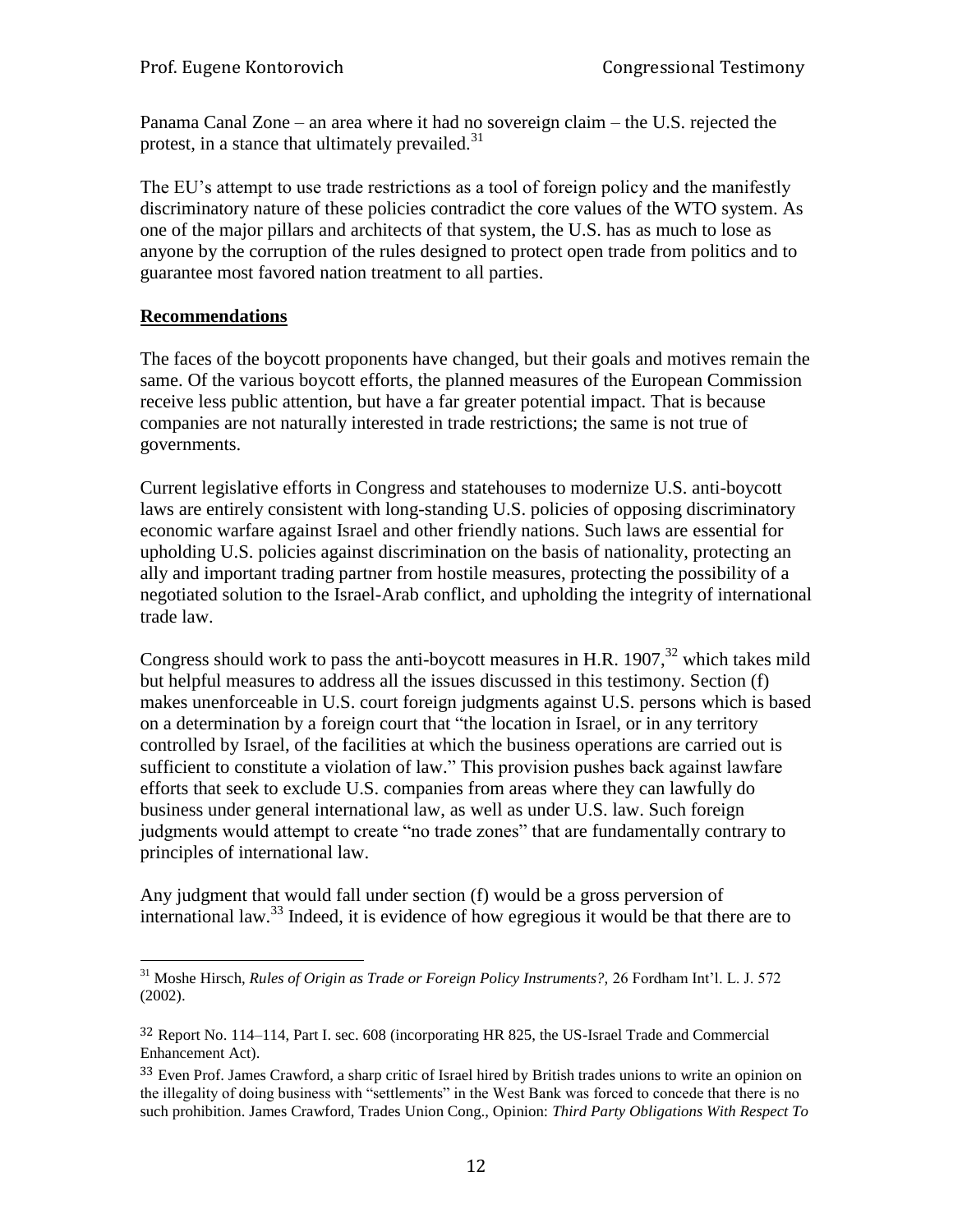Panama Canal Zone – an area where it had no sovereign claim – the U.S. rejected the protest, in a stance that ultimately prevailed.[31]

The EU's attempt to use trade restrictions as a tool of foreign policy and the manifestly discriminatory nature of these policies contradict the core values of the WTO system. As one of the major pillars and architects of that system, the U.S. has as much to lose as anyone by the corruption of the rules designed to protect open trade from politics and to guarantee most favored nation treatment to all parties.

## **Recommendations**

The faces of the boycott proponents have changed, but their goals and motives remain the same. Of the various boycott efforts, the planned measures of the European Commission receive less public attention, but have a far greater potential impact. That is because companies are not naturally interested in trade restrictions; the same is not true of governments.

Current legislative efforts in Congress and statehouses to modernize U.S. anti-boycott laws are entirely consistent with long-standing U.S. policies of opposing discriminatory economic warfare against Israel and other friendly nations. Such laws are essential for upholding U.S. policies against discrimination on the basis of nationality, protecting an ally and important trading partner from hostile measures, protecting the possibility of a negotiated solution to the Israel-Arab conflict, and upholding the integrity of international trade law.

Congress should work to pass the anti-boycott measures in H.R. 1907,[32] which takes mild but helpful measures to address all the issues discussed in this testimony. Section (f) makes unenforceable in U.S. court foreign judgments against U.S. persons which is based on a determination by a foreign court that "the location in Israel, or in any territory controlled by Israel, of the facilities at which the business operations are carried out is sufficient to constitute a violation of law." This provision pushes back against lawfare efforts that seek to exclude U.S. companies from areas where they can lawfully do business under general international law, as well as under U.S. law. Such foreign judgments would attempt to create "no trade zones" that are fundamentally contrary to principles of international law.

Any judgment that would fall under section (f) would be a gross perversion of international law.[33] Indeed, it is evidence of how egregious it would be that there are to

---

[31] Moshe Hirsch, *Rules of Origin as Trade or Foreign Policy Instruments?,* 26 Fordham Int'l. L. J. 572 (2002).

[32] Report No. 114–114, Part I. sec. 608 (incorporating HR 825, the US-Israel Trade and Commercial Enhancement Act).

[33] Even Prof. James Crawford, a sharp critic of Israel hired by British trades unions to write an opinion on the illegality of doing business with "settlements" in the West Bank was forced to concede that there is no such prohibition. James Crawford, Trades Union Cong., Opinion: *Third Party Obligations With Respect To*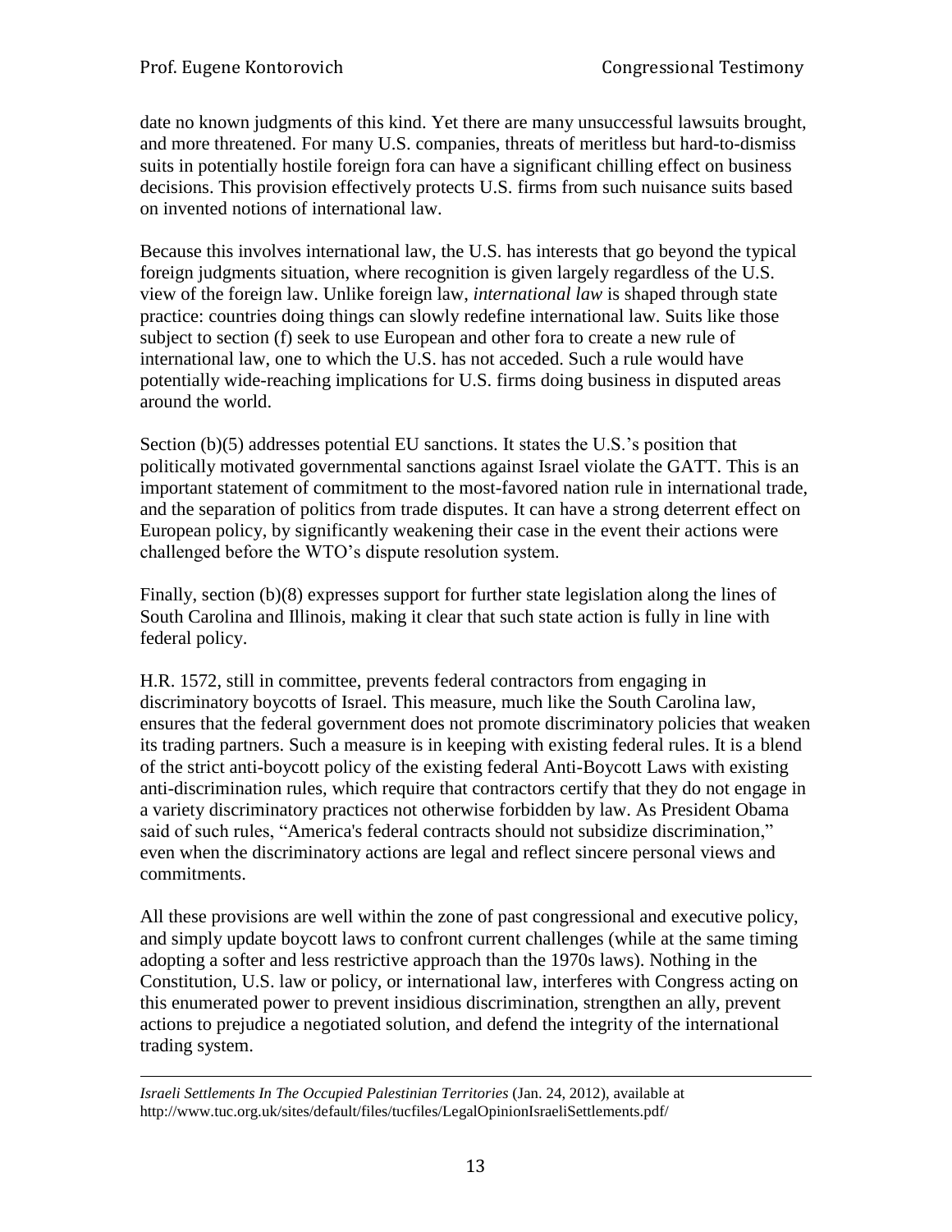date no known judgments of this kind. Yet there are many unsuccessful lawsuits brought, and more threatened. For many U.S. companies, threats of meritless but hard-to-dismiss suits in potentially hostile foreign fora can have a significant chilling effect on business decisions. This provision effectively protects U.S. firms from such nuisance suits based on invented notions of international law.

Because this involves international law, the U.S. has interests that go beyond the typical foreign judgments situation, where recognition is given largely regardless of the U.S. view of the foreign law. Unlike foreign law, *international law* is shaped through state practice: countries doing things can slowly redefine international law. Suits like those subject to section (f) seek to use European and other fora to create a new rule of international law, one to which the U.S. has not acceded. Such a rule would have potentially wide-reaching implications for U.S. firms doing business in disputed areas around the world.

Section (b)(5) addresses potential EU sanctions. It states the U.S.'s position that politically motivated governmental sanctions against Israel violate the GATT. This is an important statement of commitment to the most-favored nation rule in international trade, and the separation of politics from trade disputes. It can have a strong deterrent effect on European policy, by significantly weakening their case in the event their actions were challenged before the WTO's dispute resolution system.

Finally, section (b)(8) expresses support for further state legislation along the lines of South Carolina and Illinois, making it clear that such state action is fully in line with federal policy.

H.R. 1572, still in committee, prevents federal contractors from engaging in discriminatory boycotts of Israel. This measure, much like the South Carolina law, ensures that the federal government does not promote discriminatory policies that weaken its trading partners. Such a measure is in keeping with existing federal rules. It is a blend of the strict anti-boycott policy of the existing federal Anti-Boycott Laws with existing anti-discrimination rules, which require that contractors certify that they do not engage in a variety discriminatory practices not otherwise forbidden by law. As President Obama said of such rules, "America's federal contracts should not subsidize discrimination," even when the discriminatory actions are legal and reflect sincere personal views and commitments.

All these provisions are well within the zone of past congressional and executive policy, and simply update boycott laws to confront current challenges (while at the same timing adopting a softer and less restrictive approach than the 1970s laws). Nothing in the Constitution, U.S. law or policy, or international law, interferes with Congress acting on this enumerated power to prevent insidious discrimination, strengthen an ally, prevent actions to prejudice a negotiated solution, and defend the integrity of the international trading system.

---

*Israeli Settlements In The Occupied Palestinian Territories* (Jan. 24, 2012), available at http://www.tuc.org.uk/sites/default/files/tucfiles/LegalOpinionIsraeliSettlements.pdf/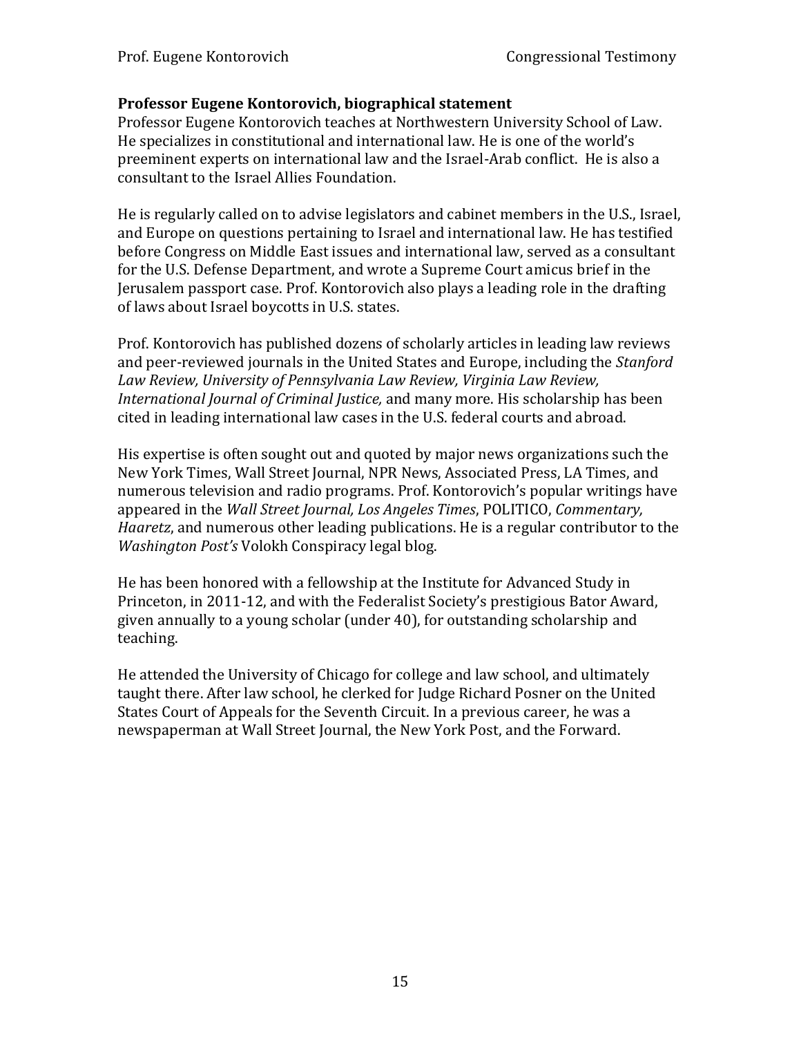**Professor Eugene Kontorovich, biographical statement**

Professor Eugene Kontorovich teaches at Northwestern University School of Law. He specializes in constitutional and international law. He is one of the world's preeminent experts on international law and the Israel-Arab conflict. He is also a consultant to the Israel Allies Foundation.

He is regularly called on to advise legislators and cabinet members in the U.S., Israel, and Europe on questions pertaining to Israel and international law. He has testified before Congress on Middle East issues and international law, served as a consultant for the U.S. Defense Department, and wrote a Supreme Court amicus brief in the Jerusalem passport case. Prof. Kontorovich also plays a leading role in the drafting of laws about Israel boycotts in U.S. states.

Prof. Kontorovich has published dozens of scholarly articles in leading law reviews and peer-reviewed journals in the United States and Europe, including the *Stanford Law Review, University of Pennsylvania Law Review, Virginia Law Review, International Journal of Criminal Justice,* and many more. His scholarship has been cited in leading international law cases in the U.S. federal courts and abroad.

His expertise is often sought out and quoted by major news organizations such the New York Times, Wall Street Journal, NPR News, Associated Press, LA Times, and numerous television and radio programs. Prof. Kontorovich's popular writings have appeared in the *Wall Street Journal, Los Angeles Times*, POLITICO, *Commentary, Haaretz*, and numerous other leading publications. He is a regular contributor to the *Washington Post's* Volokh Conspiracy legal blog.

He has been honored with a fellowship at the Institute for Advanced Study in Princeton, in 2011-12, and with the Federalist Society's prestigious Bator Award, given annually to a young scholar (under 40), for outstanding scholarship and teaching.

He attended the University of Chicago for college and law school, and ultimately taught there. After law school, he clerked for Judge Richard Posner on the United States Court of Appeals for the Seventh Circuit. In a previous career, he was a newspaperman at Wall Street Journal, the New York Post, and the Forward.